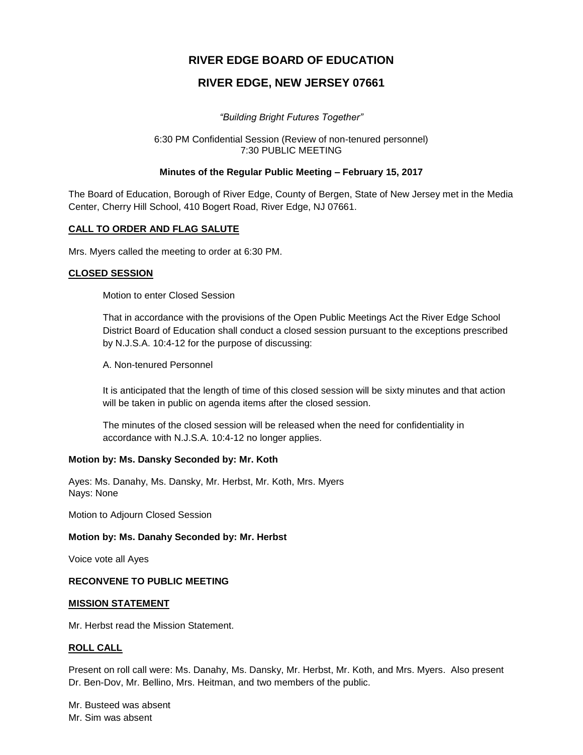# RIVER EDGE BOARD OF EDUCATION

## RIVER EDGE, NEW JERSEY 07661

*"Building Bright Futures Together"*

6:30 PM Confidential Session (Review of non-tenured personnel)
7:30 PUBLIC MEETING

**Minutes of the Regular Public Meeting – February 15, 2017**

The Board of Education, Borough of River Edge, County of Bergen, State of New Jersey met in the Media Center, Cherry Hill School, 410 Bogert Road, River Edge, NJ 07661.

**CALL TO ORDER AND FLAG SALUTE**

Mrs. Myers called the meeting to order at 6:30 PM.

**CLOSED SESSION**

Motion to enter Closed Session

That in accordance with the provisions of the Open Public Meetings Act the River Edge School District Board of Education shall conduct a closed session pursuant to the exceptions prescribed by N.J.S.A. 10:4-12 for the purpose of discussing:

A. Non-tenured Personnel

It is anticipated that the length of time of this closed session will be sixty minutes and that action will be taken in public on agenda items after the closed session.

The minutes of the closed session will be released when the need for confidentiality in accordance with N.J.S.A. 10:4-12 no longer applies.

**Motion by: Ms. Dansky Seconded by: Mr. Koth**

Ayes: Ms. Danahy, Ms. Dansky, Mr. Herbst, Mr. Koth, Mrs. Myers
Nays: None

Motion to Adjourn Closed Session

**Motion by: Ms. Danahy Seconded by: Mr. Herbst**

Voice vote all Ayes

**RECONVENE TO PUBLIC MEETING**

**MISSION STATEMENT**

Mr. Herbst read the Mission Statement.

**ROLL CALL**

Present on roll call were: Ms. Danahy, Ms. Dansky, Mr. Herbst, Mr. Koth, and Mrs. Myers. Also present Dr. Ben-Dov, Mr. Bellino, Mrs. Heitman, and two members of the public.

Mr. Busteed was absent
Mr. Sim was absent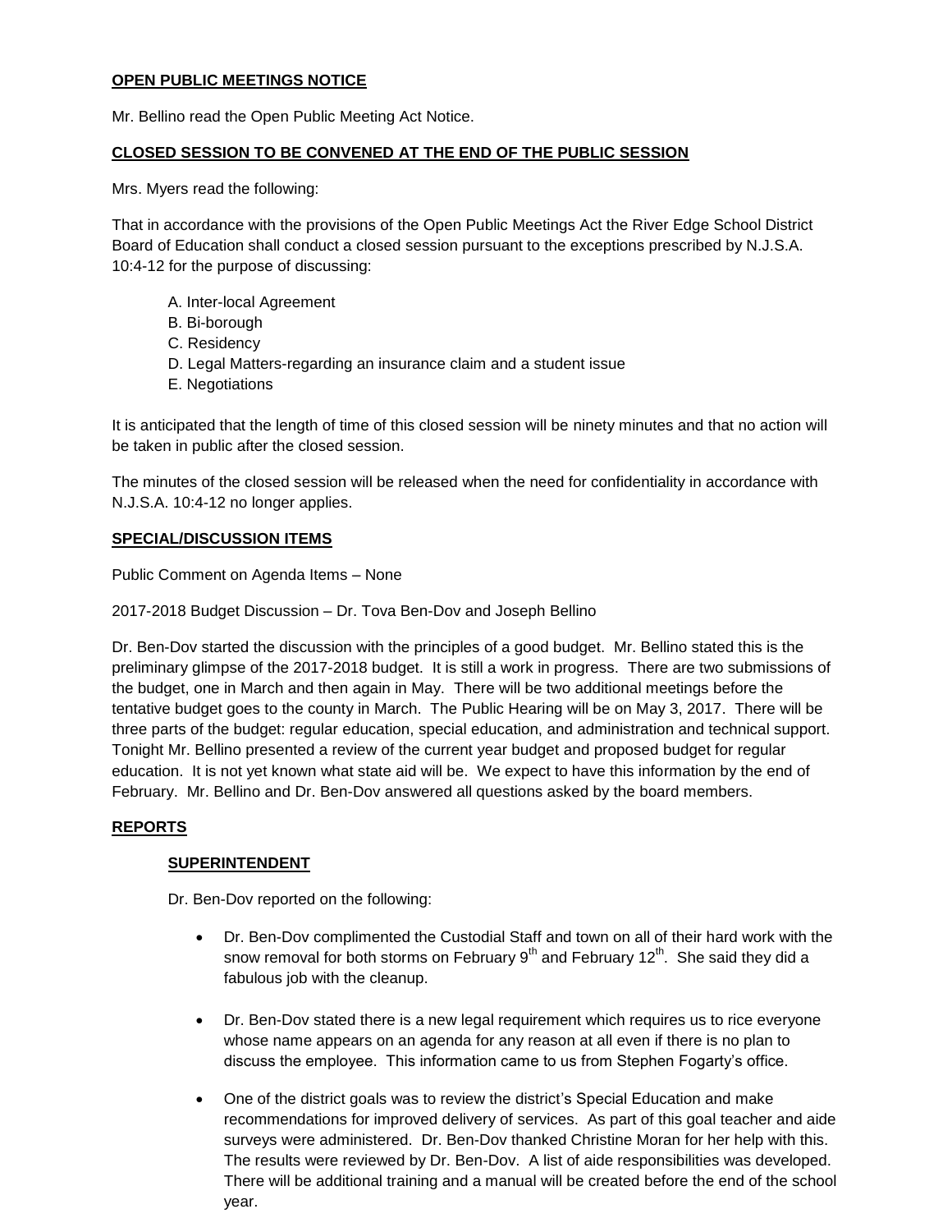**OPEN PUBLIC MEETINGS NOTICE**

Mr. Bellino read the Open Public Meeting Act Notice.

**CLOSED SESSION TO BE CONVENED AT THE END OF THE PUBLIC SESSION**

Mrs. Myers read the following:

That in accordance with the provisions of the Open Public Meetings Act the River Edge School District Board of Education shall conduct a closed session pursuant to the exceptions prescribed by N.J.S.A. 10:4-12 for the purpose of discussing:

A. Inter-local Agreement
B. Bi-borough
C. Residency
D. Legal Matters-regarding an insurance claim and a student issue
E. Negotiations

It is anticipated that the length of time of this closed session will be ninety minutes and that no action will be taken in public after the closed session.

The minutes of the closed session will be released when the need for confidentiality in accordance with N.J.S.A. 10:4-12 no longer applies.

**SPECIAL/DISCUSSION ITEMS**

Public Comment on Agenda Items – None

2017-2018 Budget Discussion – Dr. Tova Ben-Dov and Joseph Bellino

Dr. Ben-Dov started the discussion with the principles of a good budget. Mr. Bellino stated this is the preliminary glimpse of the 2017-2018 budget. It is still a work in progress. There are two submissions of the budget, one in March and then again in May. There will be two additional meetings before the tentative budget goes to the county in March. The Public Hearing will be on May 3, 2017. There will be three parts of the budget: regular education, special education, and administration and technical support. Tonight Mr. Bellino presented a review of the current year budget and proposed budget for regular education. It is not yet known what state aid will be. We expect to have this information by the end of February. Mr. Bellino and Dr. Ben-Dov answered all questions asked by the board members.

**REPORTS**

**SUPERINTENDENT**

Dr. Ben-Dov reported on the following:

- Dr. Ben-Dov complimented the Custodial Staff and town on all of their hard work with the snow removal for both storms on February 9th and February 12th. She said they did a fabulous job with the cleanup.

- Dr. Ben-Dov stated there is a new legal requirement which requires us to rice everyone whose name appears on an agenda for any reason at all even if there is no plan to discuss the employee. This information came to us from Stephen Fogarty's office.

- One of the district goals was to review the district's Special Education and make recommendations for improved delivery of services. As part of this goal teacher and aide surveys were administered. Dr. Ben-Dov thanked Christine Moran for her help with this. The results were reviewed by Dr. Ben-Dov. A list of aide responsibilities was developed. There will be additional training and a manual will be created before the end of the school year.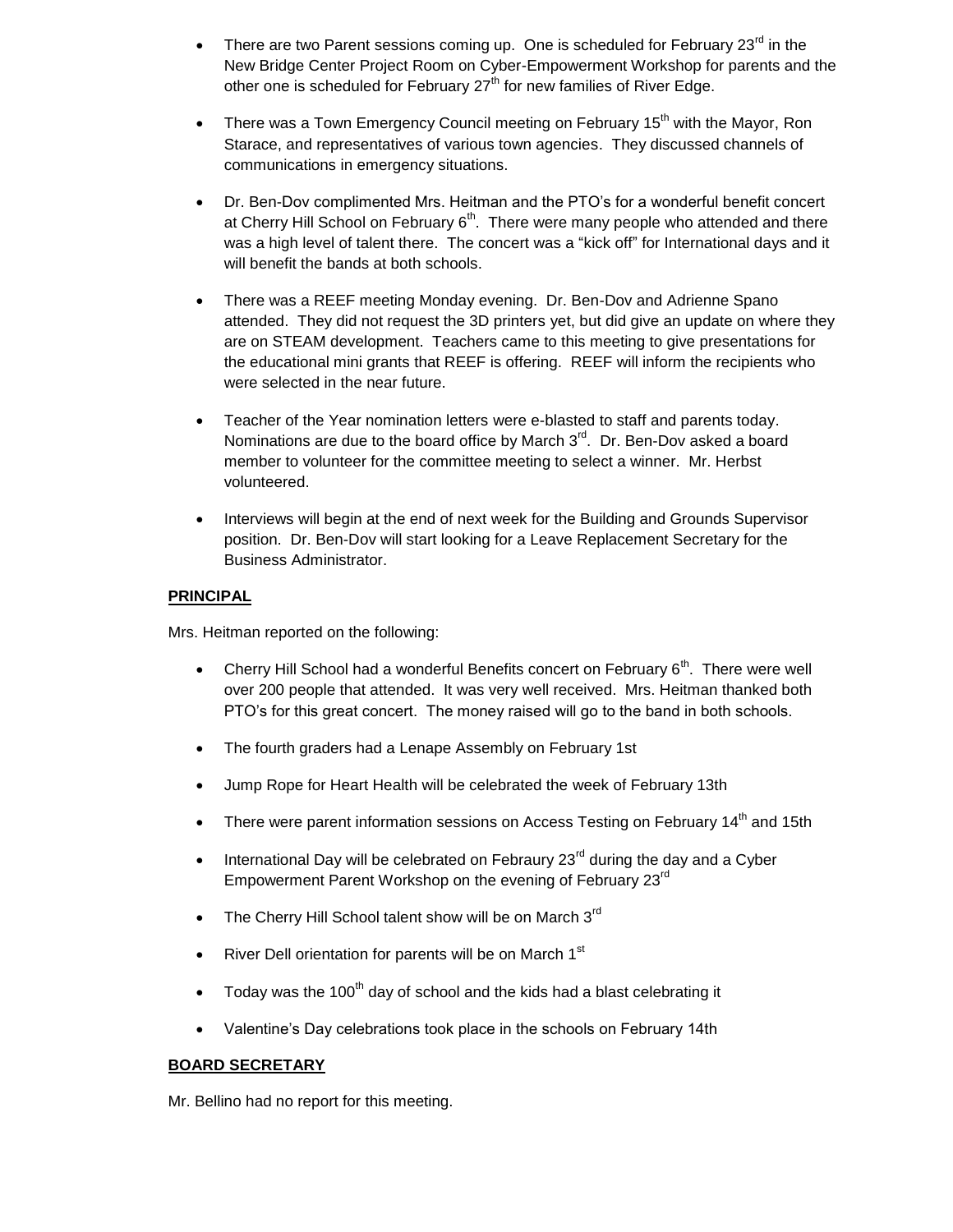- There are two Parent sessions coming up. One is scheduled for February 23rd in the New Bridge Center Project Room on Cyber-Empowerment Workshop for parents and the other one is scheduled for February 27th for new families of River Edge.

- There was a Town Emergency Council meeting on February 15th with the Mayor, Ron Starace, and representatives of various town agencies. They discussed channels of communications in emergency situations.

- Dr. Ben-Dov complimented Mrs. Heitman and the PTO's for a wonderful benefit concert at Cherry Hill School on February 6th. There were many people who attended and there was a high level of talent there. The concert was a "kick off" for International days and it will benefit the bands at both schools.

- There was a REEF meeting Monday evening. Dr. Ben-Dov and Adrienne Spano attended. They did not request the 3D printers yet, but did give an update on where they are on STEAM development. Teachers came to this meeting to give presentations for the educational mini grants that REEF is offering. REEF will inform the recipients who were selected in the near future.

- Teacher of the Year nomination letters were e-blasted to staff and parents today. Nominations are due to the board office by March 3rd. Dr. Ben-Dov asked a board member to volunteer for the committee meeting to select a winner. Mr. Herbst volunteered.

- Interviews will begin at the end of next week for the Building and Grounds Supervisor position. Dr. Ben-Dov will start looking for a Leave Replacement Secretary for the Business Administrator.

## PRINCIPAL

Mrs. Heitman reported on the following:

- Cherry Hill School had a wonderful Benefits concert on February 6th. There were well over 200 people that attended. It was very well received. Mrs. Heitman thanked both PTO's for this great concert. The money raised will go to the band in both schools.

- The fourth graders had a Lenape Assembly on February 1st

- Jump Rope for Heart Health will be celebrated the week of February 13th

- There were parent information sessions on Access Testing on February 14th and 15th

- International Day will be celebrated on Febraury 23rd during the day and a Cyber Empowerment Parent Workshop on the evening of February 23rd

- The Cherry Hill School talent show will be on March 3rd

- River Dell orientation for parents will be on March 1st

- Today was the 100th day of school and the kids had a blast celebrating it

- Valentine's Day celebrations took place in the schools on February 14th

## BOARD SECRETARY

Mr. Bellino had no report for this meeting.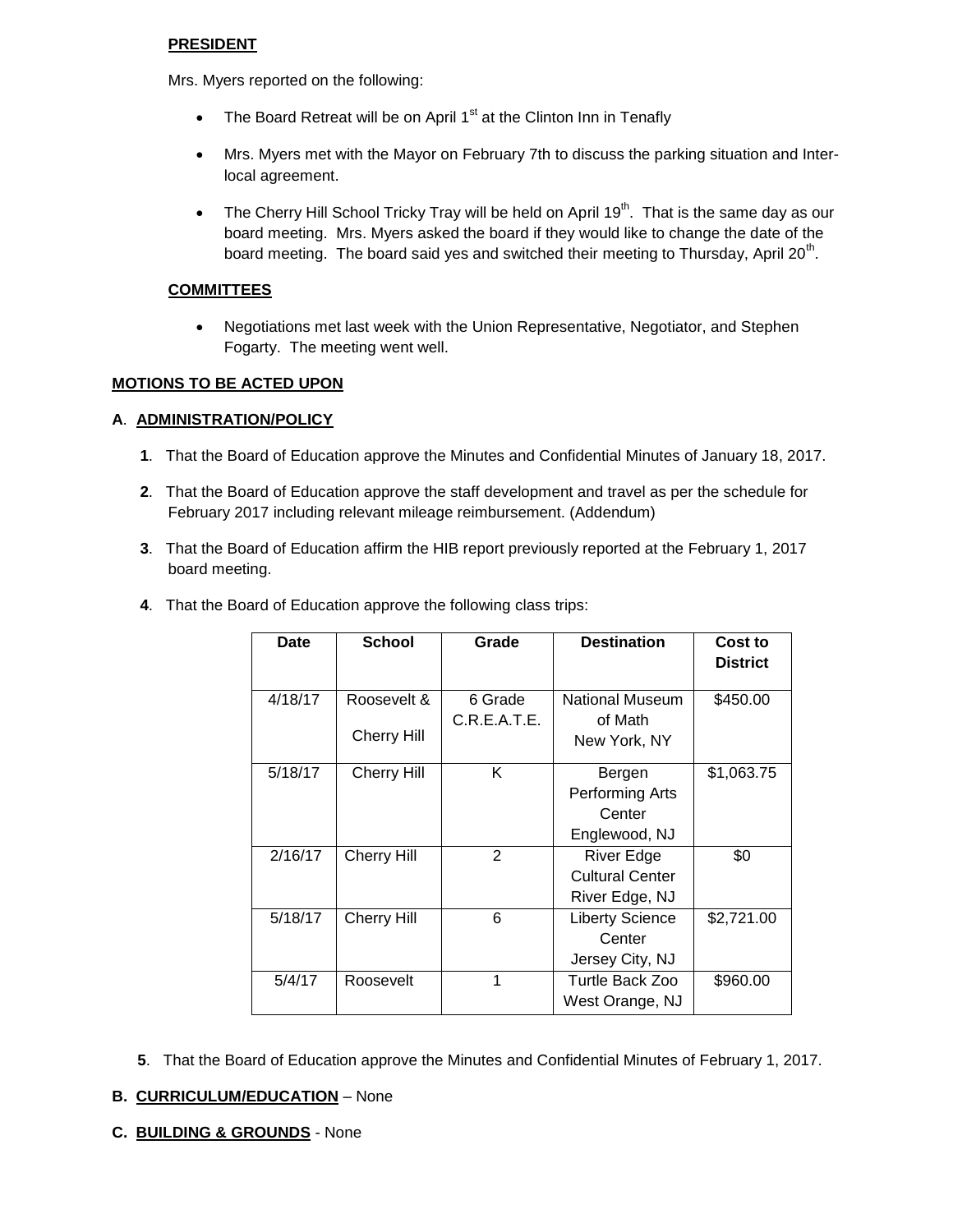**PRESIDENT**

Mrs. Myers reported on the following:

- The Board Retreat will be on April 1st at the Clinton Inn in Tenafly
- Mrs. Myers met with the Mayor on February 7th to discuss the parking situation and Inter-local agreement.
- The Cherry Hill School Tricky Tray will be held on April 19th. That is the same day as our board meeting. Mrs. Myers asked the board if they would like to change the date of the board meeting. The board said yes and switched their meeting to Thursday, April 20th.

**COMMITTEES**

- Negotiations met last week with the Union Representative, Negotiator, and Stephen Fogarty. The meeting went well.

**MOTIONS TO BE ACTED UPON**

**A. ADMINISTRATION/POLICY**

**1**. That the Board of Education approve the Minutes and Confidential Minutes of January 18, 2017.

**2**. That the Board of Education approve the staff development and travel as per the schedule for February 2017 including relevant mileage reimbursement. (Addendum)

**3**. That the Board of Education affirm the HIB report previously reported at the February 1, 2017 board meeting.

**4**. That the Board of Education approve the following class trips:

| Date | School | Grade | Destination | Cost to District |
|---|---|---|---|---|
| 4/18/17 | Roosevelt & Cherry Hill | 6 Grade C.R.E.A.T.E. | National Museum of Math New York, NY | $450.00 |
| 5/18/17 | Cherry Hill | K | Bergen Performing Arts Center Englewood, NJ | $1,063.75 |
| 2/16/17 | Cherry Hill | 2 | River Edge Cultural Center River Edge, NJ | $0 |
| 5/18/17 | Cherry Hill | 6 | Liberty Science Center Jersey City, NJ | $2,721.00 |
| 5/4/17 | Roosevelt | 1 | Turtle Back Zoo West Orange, NJ | $960.00 |

**5**. That the Board of Education approve the Minutes and Confidential Minutes of February 1, 2017.

**B. CURRICULUM/EDUCATION** – None

**C. BUILDING & GROUNDS** - None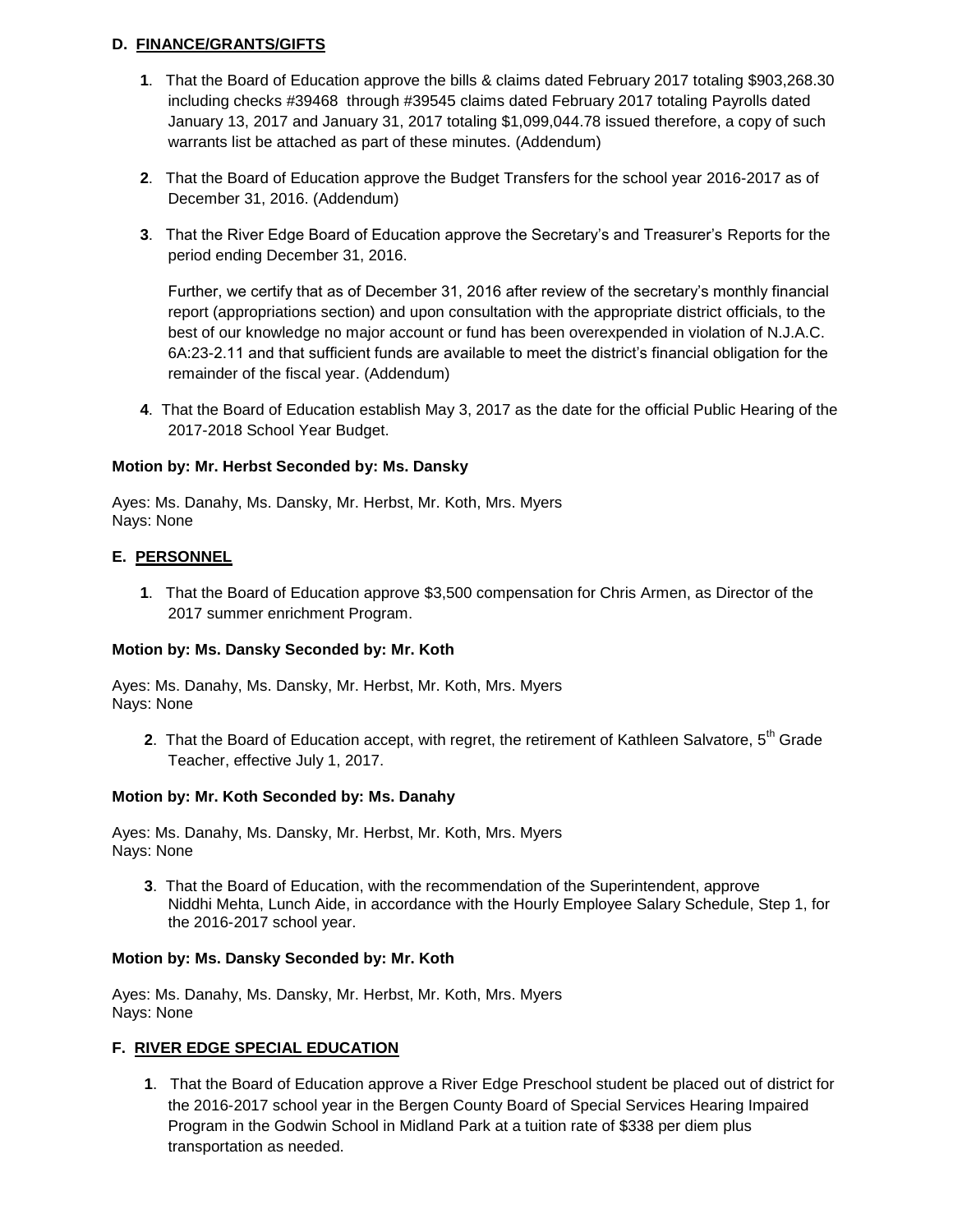## D. FINANCE/GRANTS/GIFTS

**1**. That the Board of Education approve the bills & claims dated February 2017 totaling $903,268.30 including checks #39468 through #39545 claims dated February 2017 totaling Payrolls dated January 13, 2017 and January 31, 2017 totaling $1,099,044.78 issued therefore, a copy of such warrants list be attached as part of these minutes. (Addendum)

**2**. That the Board of Education approve the Budget Transfers for the school year 2016-2017 as of December 31, 2016. (Addendum)

**3**. That the River Edge Board of Education approve the Secretary's and Treasurer's Reports for the period ending December 31, 2016.

Further, we certify that as of December 31, 2016 after review of the secretary's monthly financial report (appropriations section) and upon consultation with the appropriate district officials, to the best of our knowledge no major account or fund has been overexpended in violation of N.J.A.C. 6A:23-2.11 and that sufficient funds are available to meet the district's financial obligation for the remainder of the fiscal year. (Addendum)

**4**. That the Board of Education establish May 3, 2017 as the date for the official Public Hearing of the 2017-2018 School Year Budget.

**Motion by: Mr. Herbst Seconded by: Ms. Dansky**

Ayes: Ms. Danahy, Ms. Dansky, Mr. Herbst, Mr. Koth, Mrs. Myers
Nays: None

## E. PERSONNEL

**1**. That the Board of Education approve $3,500 compensation for Chris Armen, as Director of the 2017 summer enrichment Program.

**Motion by: Ms. Dansky Seconded by: Mr. Koth**

Ayes: Ms. Danahy, Ms. Dansky, Mr. Herbst, Mr. Koth, Mrs. Myers
Nays: None

**2**. That the Board of Education accept, with regret, the retirement of Kathleen Salvatore, 5th Grade Teacher, effective July 1, 2017.

**Motion by: Mr. Koth Seconded by: Ms. Danahy**

Ayes: Ms. Danahy, Ms. Dansky, Mr. Herbst, Mr. Koth, Mrs. Myers
Nays: None

**3**. That the Board of Education, with the recommendation of the Superintendent, approve Niddhi Mehta, Lunch Aide, in accordance with the Hourly Employee Salary Schedule, Step 1, for the 2016-2017 school year.

**Motion by: Ms. Dansky Seconded by: Mr. Koth**

Ayes: Ms. Danahy, Ms. Dansky, Mr. Herbst, Mr. Koth, Mrs. Myers
Nays: None

## F. RIVER EDGE SPECIAL EDUCATION

**1**. That the Board of Education approve a River Edge Preschool student be placed out of district for the 2016-2017 school year in the Bergen County Board of Special Services Hearing Impaired Program in the Godwin School in Midland Park at a tuition rate of $338 per diem plus transportation as needed.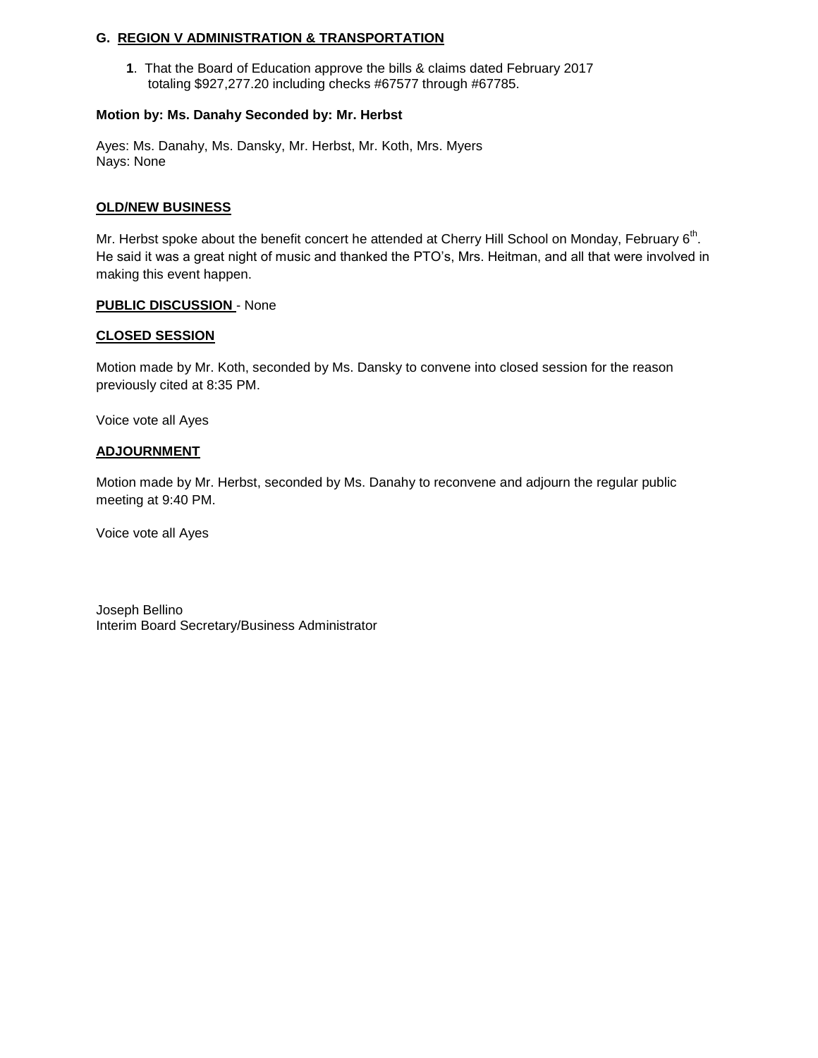**G. REGION V ADMINISTRATION & TRANSPORTATION**

**1**. That the Board of Education approve the bills & claims dated February 2017 totaling $927,277.20 including checks #67577 through #67785.

**Motion by: Ms. Danahy Seconded by: Mr. Herbst**

Ayes: Ms. Danahy, Ms. Dansky, Mr. Herbst, Mr. Koth, Mrs. Myers
Nays: None

**OLD/NEW BUSINESS**

Mr. Herbst spoke about the benefit concert he attended at Cherry Hill School on Monday, February 6th. He said it was a great night of music and thanked the PTO's, Mrs. Heitman, and all that were involved in making this event happen.

**PUBLIC DISCUSSION** - None

**CLOSED SESSION**

Motion made by Mr. Koth, seconded by Ms. Dansky to convene into closed session for the reason previously cited at 8:35 PM.

Voice vote all Ayes

**ADJOURNMENT**

Motion made by Mr. Herbst, seconded by Ms. Danahy to reconvene and adjourn the regular public meeting at 9:40 PM.

Voice vote all Ayes

Joseph Bellino
Interim Board Secretary/Business Administrator